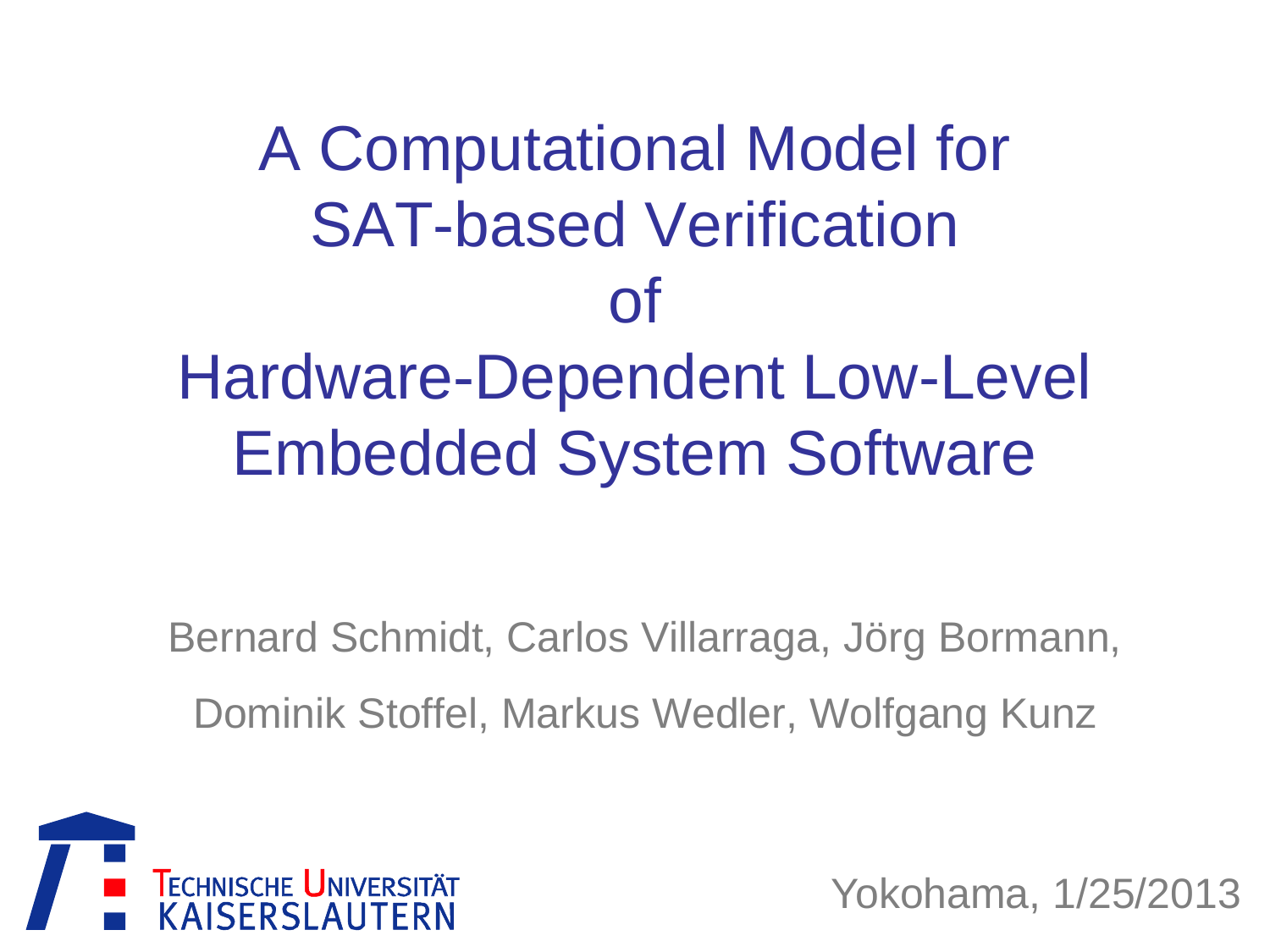# A Computational Model for SAT-based Verification of Hardware-Dependent Low-Level Embedded System Software

Bernard Schmidt, Carlos Villarraga, Jörg Bormann,

Dominik Stoffel, Markus Wedler, Wolfgang Kunz

TECHNISCHE UNIVERSITÄT KAISERSLAUTERN

Yokohama, 1/25/2013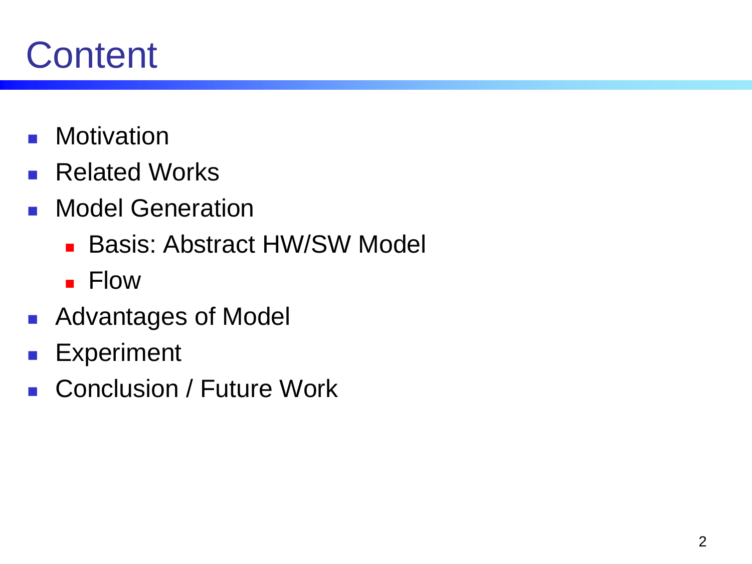# Content

- Motivation
- Related Works
- Model Generation
  - Basis: Abstract HW/SW Model
  - Flow
- Advantages of Model
- Experiment
- Conclusion / Future Work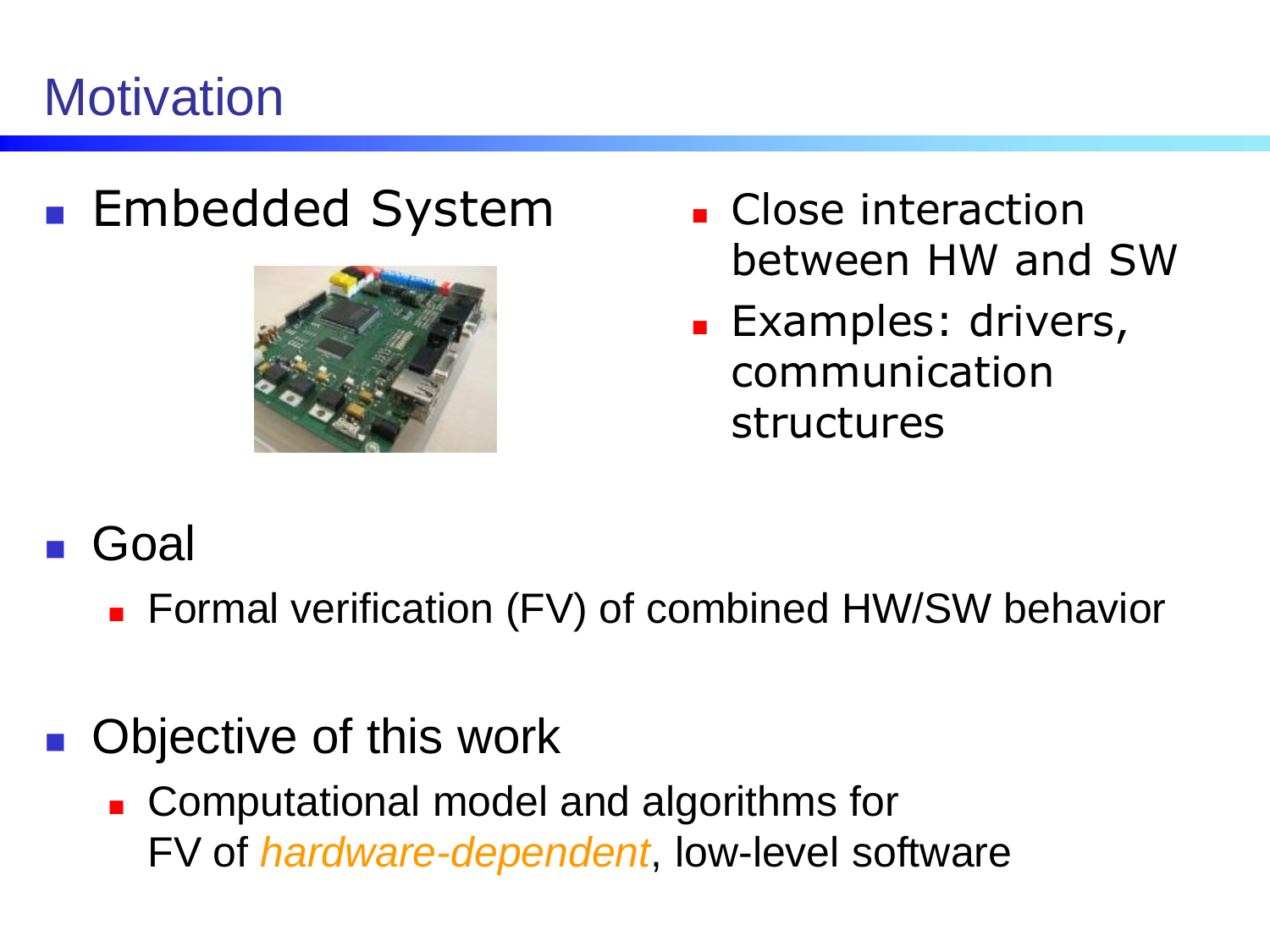# Motivation

- Embedded System
- Close interaction between HW and SW
- Examples: drivers, communication structures

- Goal
  - Formal verification (FV) of combined HW/SW behavior

- Objective of this work
  - Computational model and algorithms for FV of *hardware-dependent*, low-level software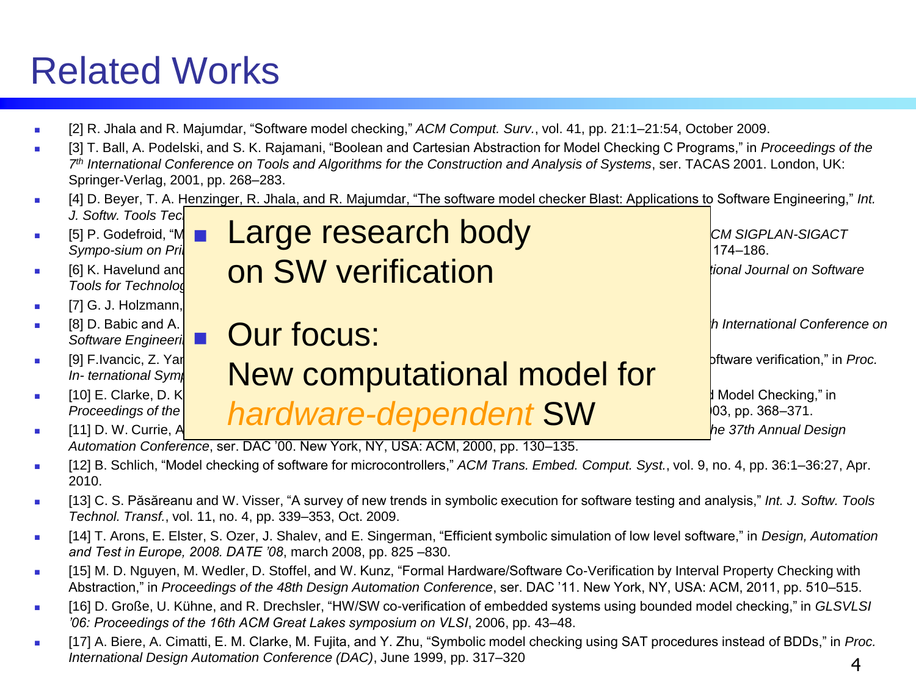# Related Works

- [2] R. Jhala and R. Majumdar, "Software model checking," *ACM Comput. Surv.*, vol. 41, pp. 21:1–21:54, October 2009.
- [3] T. Ball, A. Podelski, and S. K. Rajamani, "Boolean and Cartesian Abstraction for Model Checking C Programs," in *Proceedings of the 7th International Conference on Tools and Algorithms for the Construction and Analysis of Systems*, ser. TACAS 2001. London, UK: Springer-Verlag, 2001, pp. 268–283.
- [4] D. Beyer, T. A. Henzinger, R. Jhala, and R. Majumdar, "The software model checker Blast: Applications to Software Engineering," *Int. J. Softw. Tools Tec*
- [5] P. Godefroid, "M ... *CM SIGPLAN-SIGACT Sympo-sium on Pri* ... 174–186.
- [6] K. Havelund and ... *tional Journal on Software Tools for Technolog*
- [7] G. J. Holzmann,
- [8] D. Babic and A. ... *h International Conference on Software Engineeri*
- [9] F.Ivancic, Z. Yar ... ftware verification," in *Proc. In- ternational Symp*
- [10] E. Clarke, D. K ... Model Checking," in *Proceedings of the* ... 03, pp. 368–371.
- [11] D. W. Currie, A ... *he 37th Annual Design Automation Conference*, ser. DAC '00. New York, NY, USA: ACM, 2000, pp. 130–135.
- [12] B. Schlich, "Model checking of software for microcontrollers," *ACM Trans. Embed. Comput. Syst.*, vol. 9, no. 4, pp. 36:1–36:27, Apr. 2010.
- [13] C. S. Păsăreanu and W. Visser, "A survey of new trends in symbolic execution for software testing and analysis," *Int. J. Softw. Tools Technol. Transf.*, vol. 11, no. 4, pp. 339–353, Oct. 2009.
- [14] T. Arons, E. Elster, S. Ozer, J. Shalev, and E. Singerman, "Efficient symbolic simulation of low level software," in *Design, Automation and Test in Europe, 2008. DATE '08*, march 2008, pp. 825 –830.
- [15] M. D. Nguyen, M. Wedler, D. Stoffel, and W. Kunz, "Formal Hardware/Software Co-Verification by Interval Property Checking with Abstraction," in *Proceedings of the 48th Design Automation Conference*, ser. DAC '11. New York, NY, USA: ACM, 2011, pp. 510–515.
- [16] D. Große, U. Kühne, and R. Drechsler, "HW/SW co-verification of embedded systems using bounded model checking," in *GLSVLSI '06: Proceedings of the 16th ACM Great Lakes symposium on VLSI*, 2006, pp. 43–48.
- [17] A. Biere, A. Cimatti, E. M. Clarke, M. Fujita, and Y. Zhu, "Symbolic model checking using SAT procedures instead of BDDs," in *Proc. International Design Automation Conference (DAC)*, June 1999, pp. 317–320

- Large research body on SW verification
- Our focus: New computational model for *hardware-dependent* SW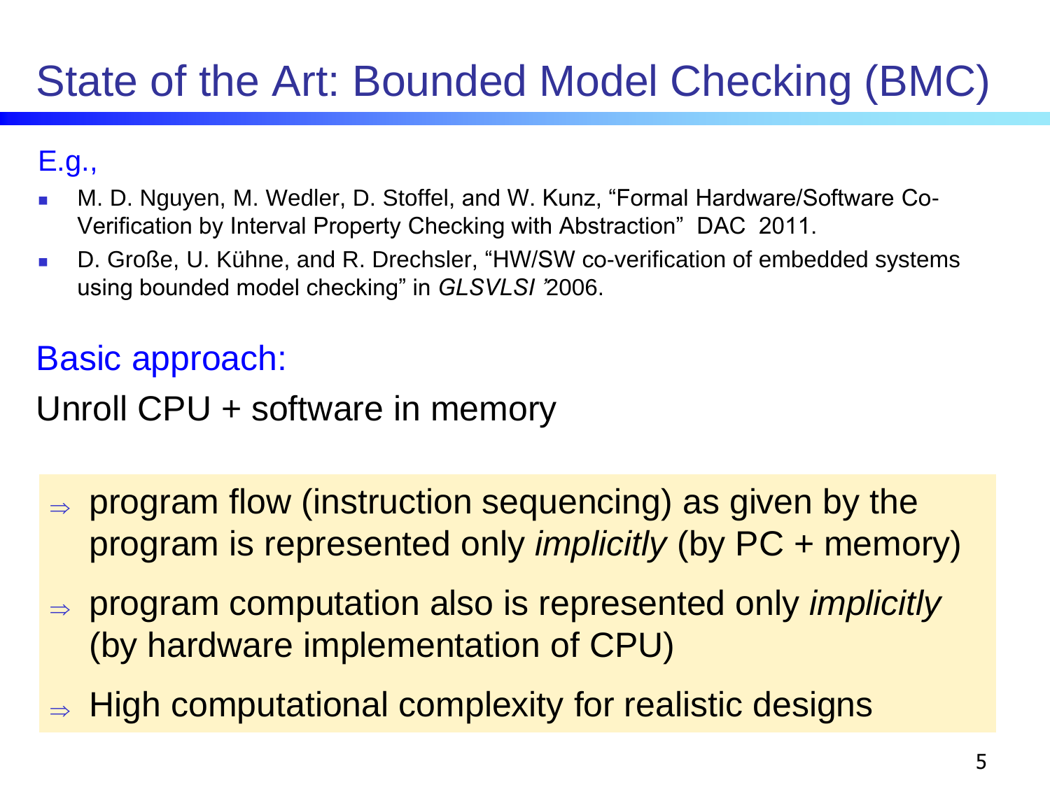# State of the Art: Bounded Model Checking (BMC)

E.g.,

- M. D. Nguyen, M. Wedler, D. Stoffel, and W. Kunz, "Formal Hardware/Software Co-Verification by Interval Property Checking with Abstraction" DAC 2011.
- D. Große, U. Kühne, and R. Drechsler, "HW/SW co-verification of embedded systems using bounded model checking" in *GLSVLSI '*2006.

## Basic approach:

Unroll CPU + software in memory

- ⇒ program flow (instruction sequencing) as given by the program is represented only *implicitly* (by PC + memory)
- ⇒ program computation also is represented only *implicitly* (by hardware implementation of CPU)
- ⇒ High computational complexity for realistic designs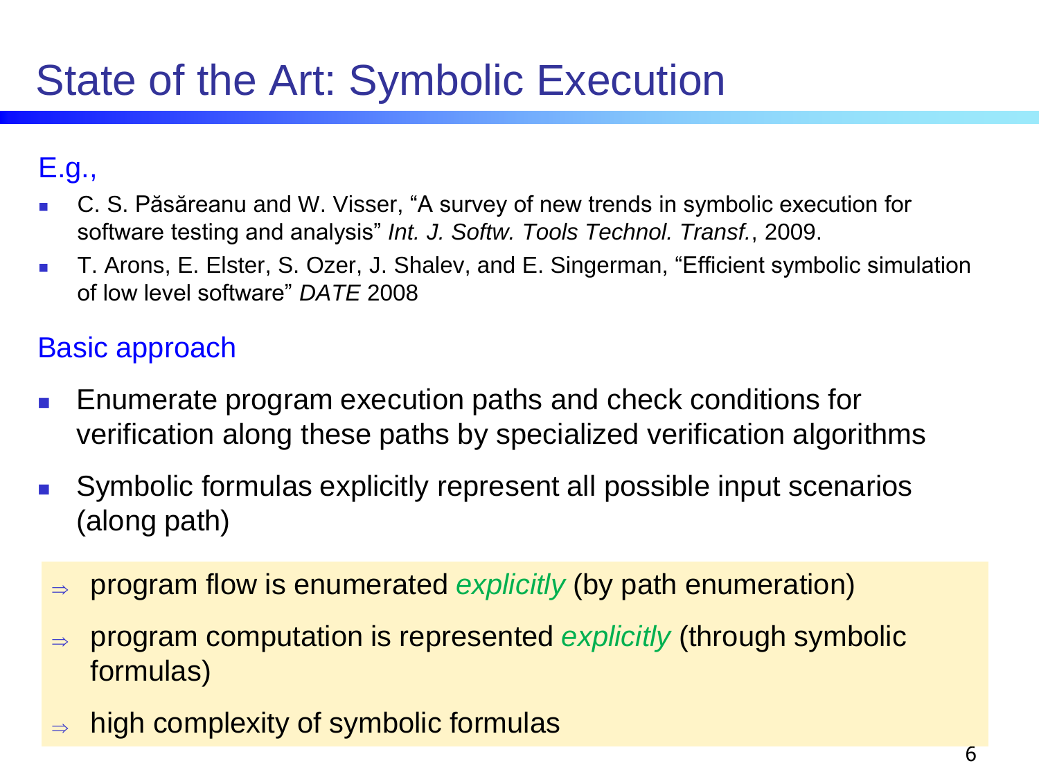# State of the Art: Symbolic Execution

E.g.,

- C. S. Păsăreanu and W. Visser, "A survey of new trends in symbolic execution for software testing and analysis" *Int. J. Softw. Tools Technol. Transf.*, 2009.
- T. Arons, E. Elster, S. Ozer, J. Shalev, and E. Singerman, "Efficient symbolic simulation of low level software" *DATE* 2008

Basic approach

- Enumerate program execution paths and check conditions for verification along these paths by specialized verification algorithms
- Symbolic formulas explicitly represent all possible input scenarios (along path)

⇒ program flow is enumerated *explicitly* (by path enumeration)

⇒ program computation is represented *explicitly* (through symbolic formulas)

⇒ high complexity of symbolic formulas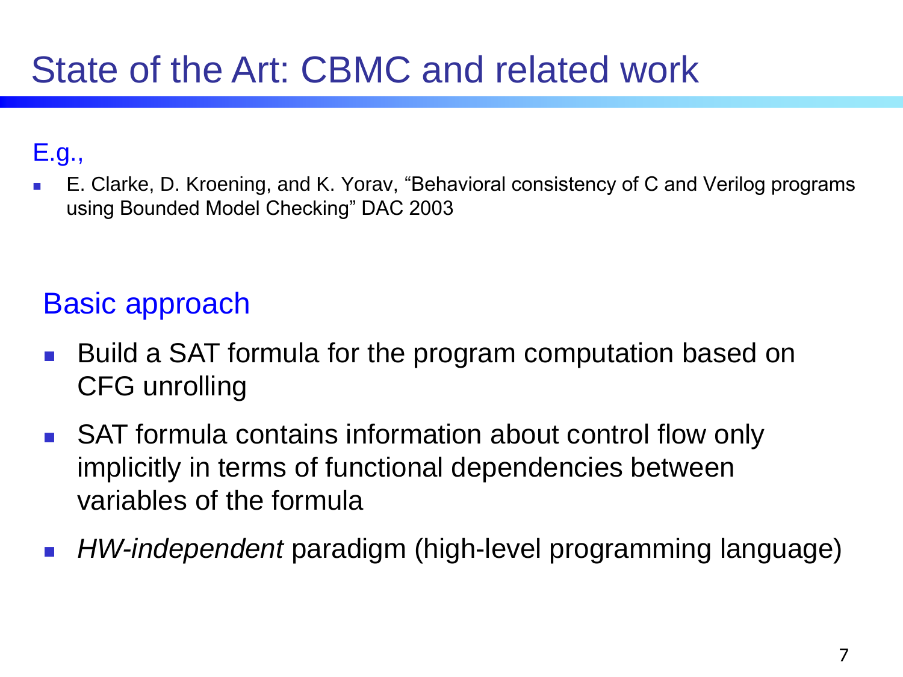# State of the Art: CBMC and related work

E.g.,

- E. Clarke, D. Kroening, and K. Yorav, "Behavioral consistency of C and Verilog programs using Bounded Model Checking" DAC 2003

## Basic approach

- Build a SAT formula for the program computation based on CFG unrolling
- SAT formula contains information about control flow only implicitly in terms of functional dependencies between variables of the formula
- *HW-independent* paradigm (high-level programming language)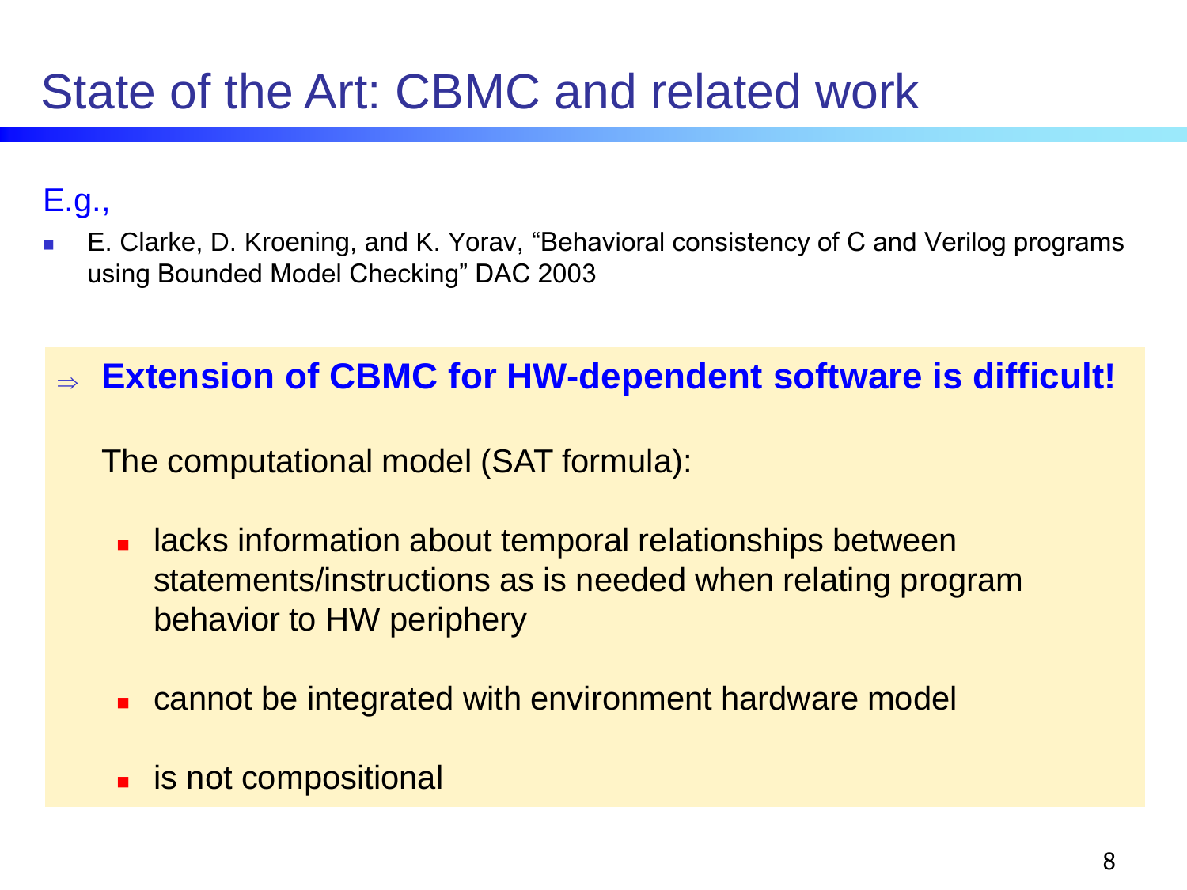# State of the Art: CBMC and related work

E.g.,

- E. Clarke, D. Kroening, and K. Yorav, "Behavioral consistency of C and Verilog programs using Bounded Model Checking" DAC 2003

⇒ **Extension of CBMC for HW-dependent software is difficult!**

The computational model (SAT formula):

- lacks information about temporal relationships between statements/instructions as is needed when relating program behavior to HW periphery
- cannot be integrated with environment hardware model
- is not compositional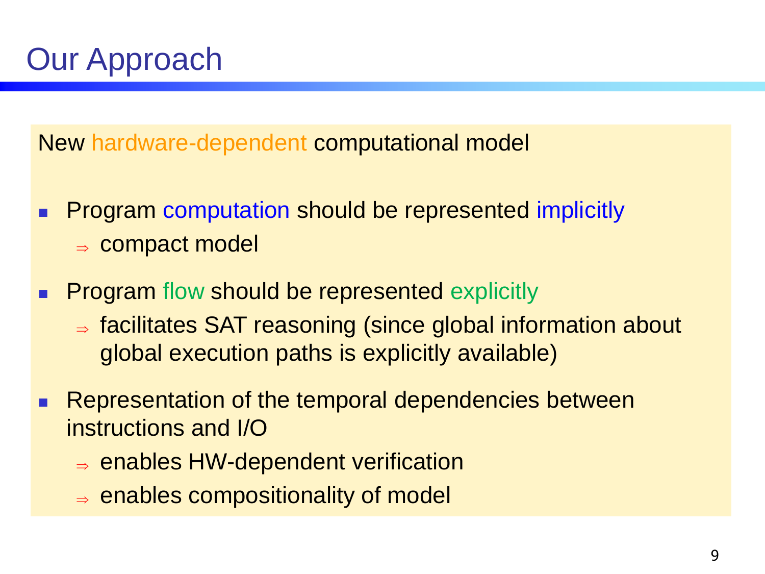# Our Approach

New hardware-dependent computational model

- Program computation should be represented implicitly
  - ⇒ compact model
- Program flow should be represented explicitly
  - ⇒ facilitates SAT reasoning (since global information about global execution paths is explicitly available)
- Representation of the temporal dependencies between instructions and I/O
  - ⇒ enables HW-dependent verification
  - ⇒ enables compositionality of model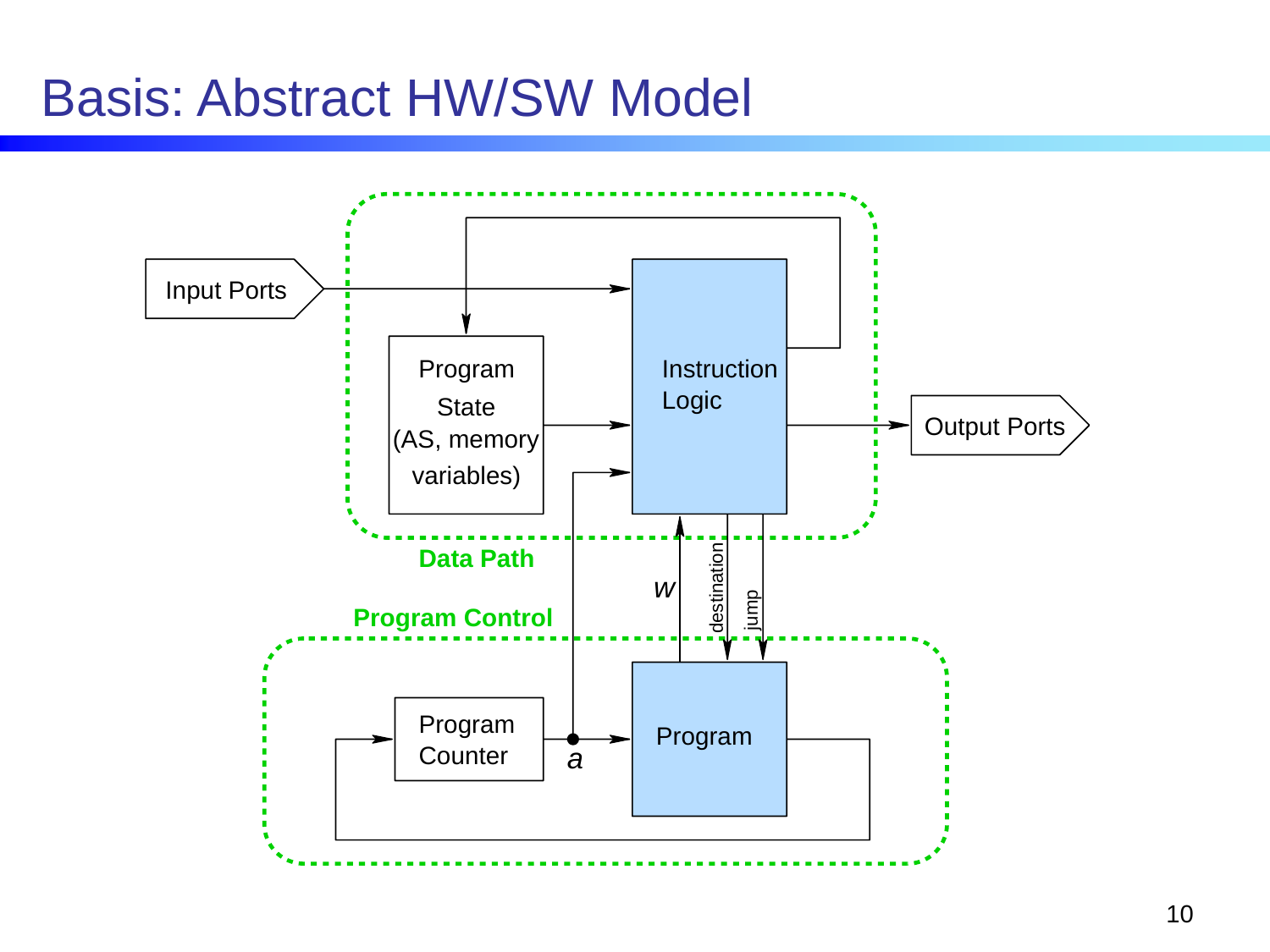# Basis: Abstract HW/SW Model

Input Ports

Program State (AS, memory variables)

Instruction Logic

Output Ports

Data Path

Program Control

$w$

destination

jump

Program Counter

$a$

Program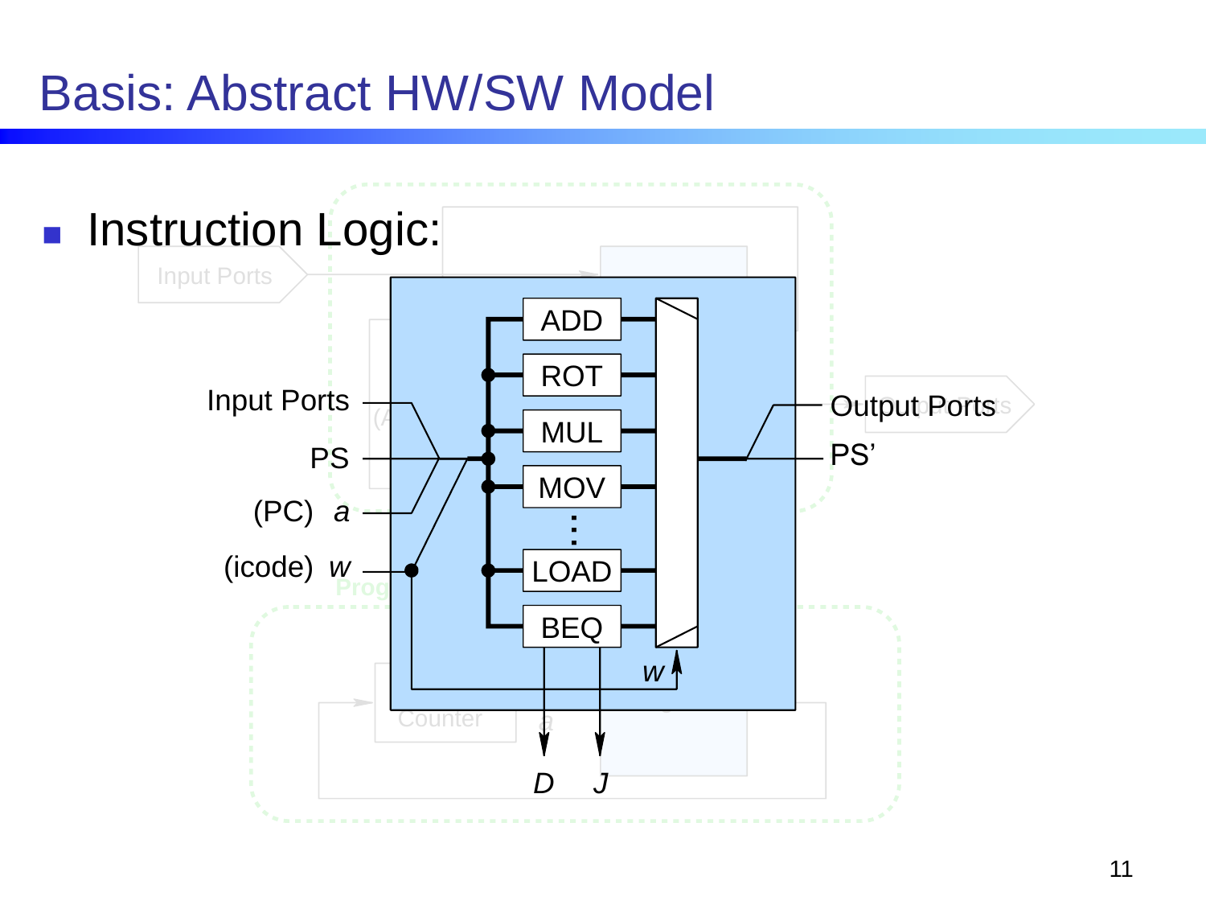# Basis: Abstract HW/SW Model

- Instruction Logic:

Input Ports

PS

(PC) $a$

(icode) $w$

ADD

ROT

MUL

MOV

⋮

LOAD

BEQ

$w$

Output Ports

PS'

$D$ $J$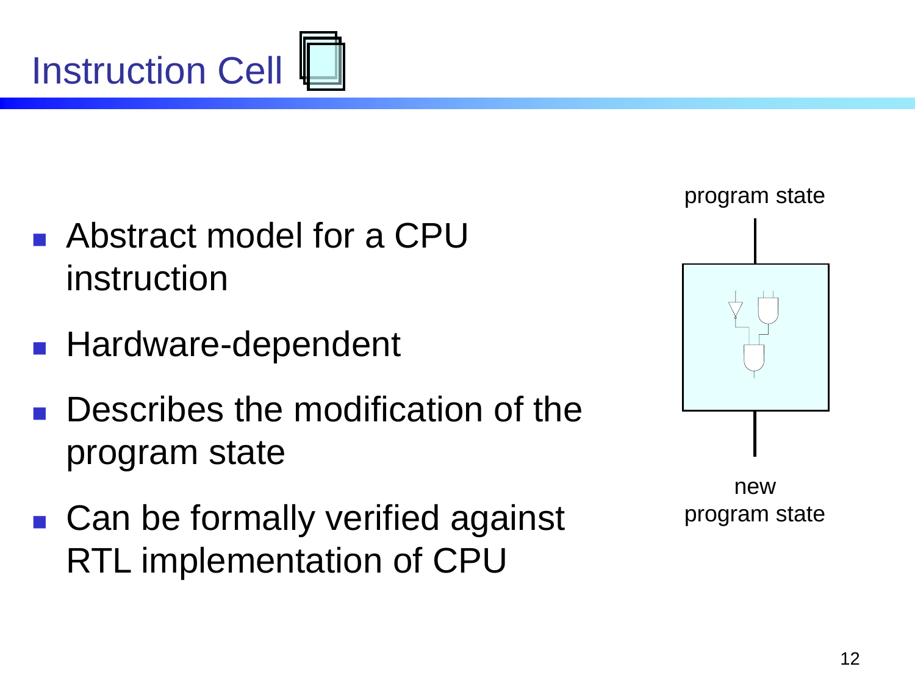# Instruction Cell

- Abstract model for a CPU instruction
- Hardware-dependent
- Describes the modification of the program state
- Can be formally verified against RTL implementation of CPU

program state

new program state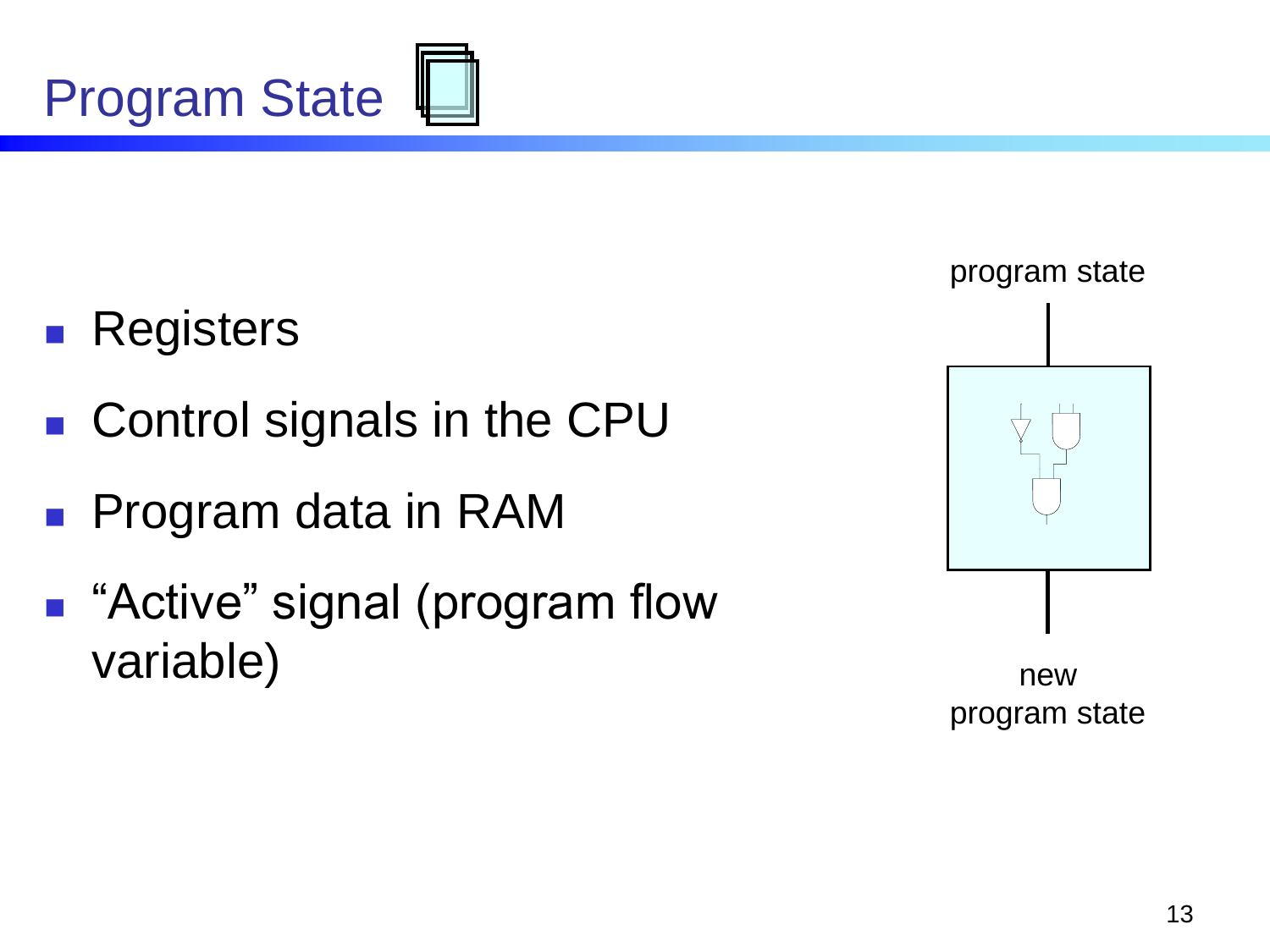# Program State

- Registers
- Control signals in the CPU
- Program data in RAM
- "Active" signal (program flow variable)

program state

new program state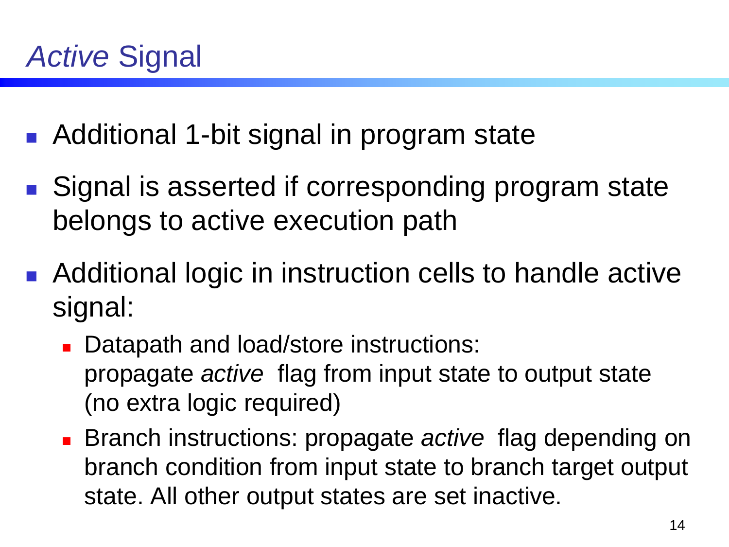# *Active* Signal

- Additional 1-bit signal in program state
- Signal is asserted if corresponding program state belongs to active execution path
- Additional logic in instruction cells to handle active signal:
  - Datapath and load/store instructions: propagate *active* flag from input state to output state (no extra logic required)
  - Branch instructions: propagate *active* flag depending on branch condition from input state to branch target output state. All other output states are set inactive.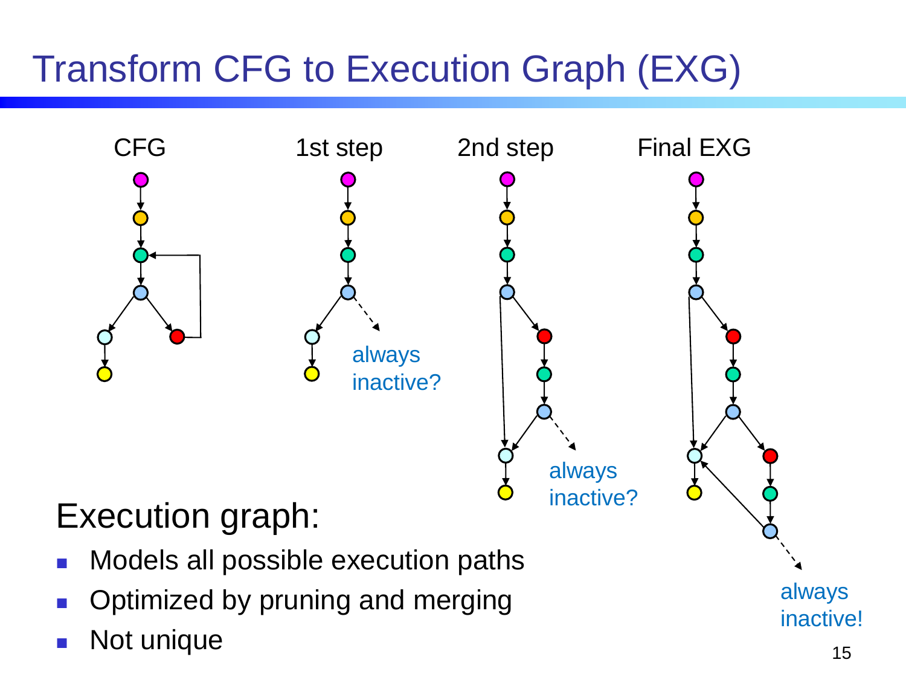# Transform CFG to Execution Graph (EXG)

CFG

1st step

2nd step

Final EXG

always inactive?

always inactive?

always inactive!

## Execution graph:

- Models all possible execution paths
- Optimized by pruning and merging
- Not unique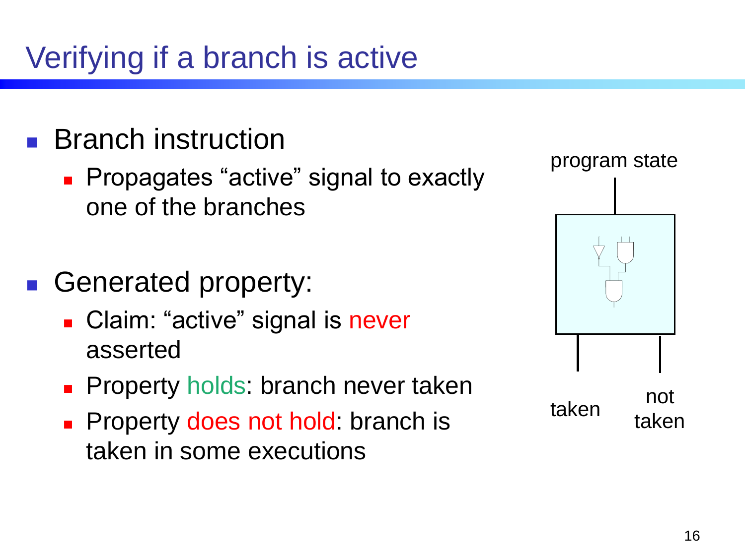# Verifying if a branch is active

- Branch instruction
  - Propagates "active" signal to exactly one of the branches
- Generated property:
  - Claim: "active" signal is never asserted
  - Property holds: branch never taken
  - Property does not hold: branch is taken in some executions

program state

taken

not taken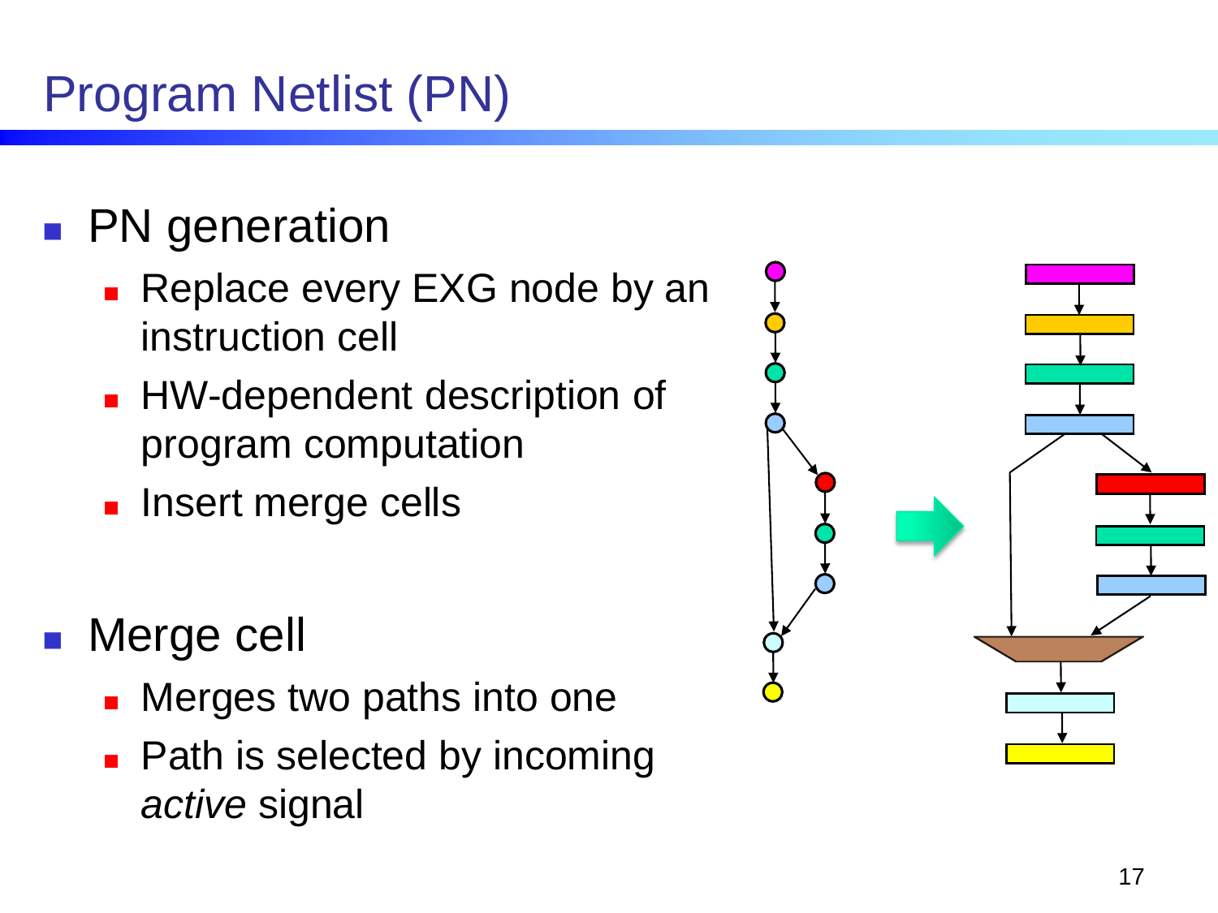# Program Netlist (PN)

- PN generation
  - Replace every EXG node by an instruction cell
  - HW-dependent description of program computation
  - Insert merge cells
- Merge cell
  - Merges two paths into one
  - Path is selected by incoming *active* signal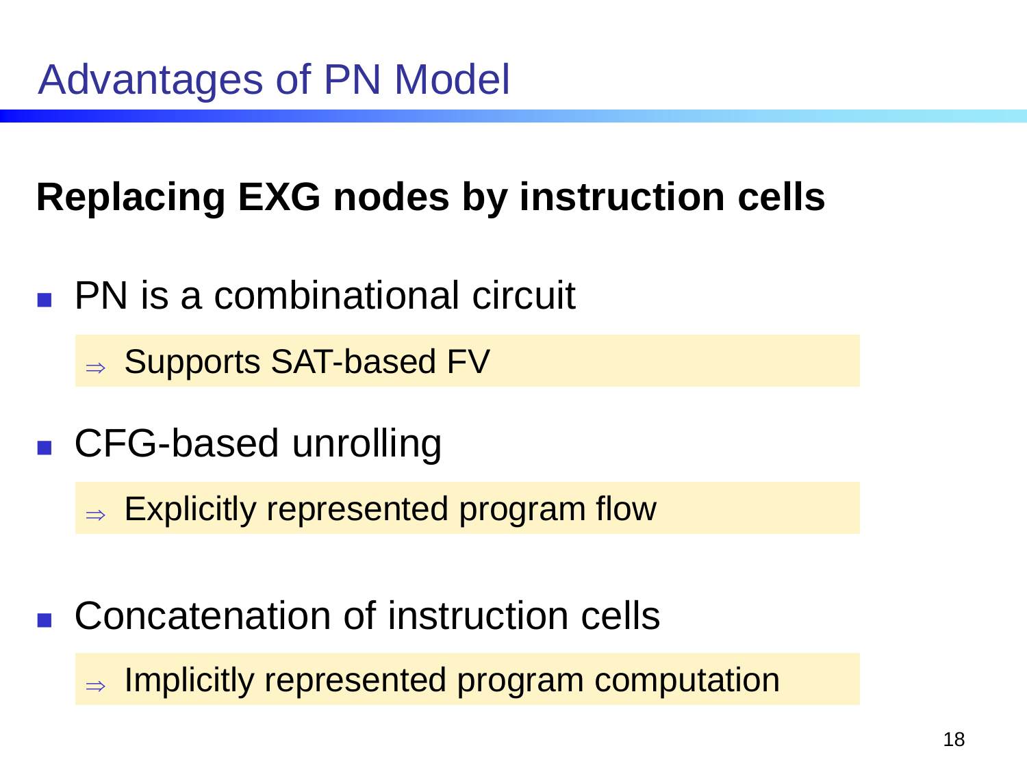# Advantages of PN Model

**Replacing EXG nodes by instruction cells**

- PN is a combinational circuit
  - $\Rightarrow$ Supports SAT-based FV
- CFG-based unrolling
  - $\Rightarrow$ Explicitly represented program flow
- Concatenation of instruction cells
  - $\Rightarrow$ Implicitly represented program computation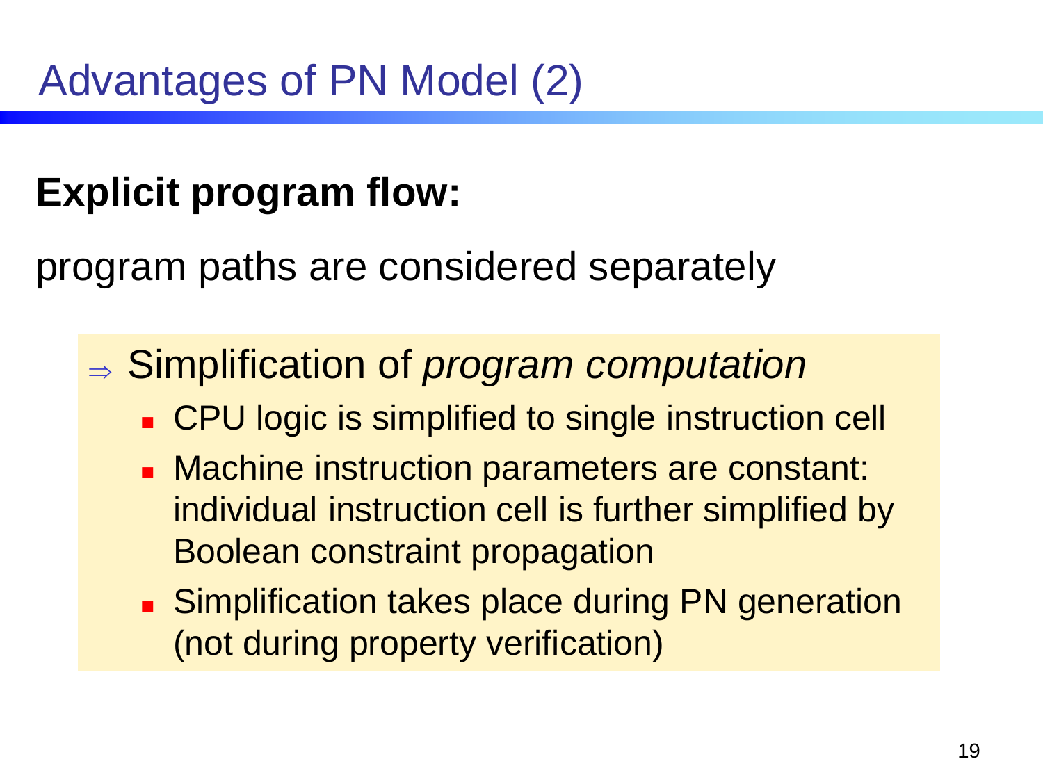# Advantages of PN Model (2)

**Explicit program flow:**

program paths are considered separately

⇒ Simplification of *program computation*

- CPU logic is simplified to single instruction cell
- Machine instruction parameters are constant: individual instruction cell is further simplified by Boolean constraint propagation
- Simplification takes place during PN generation (not during property verification)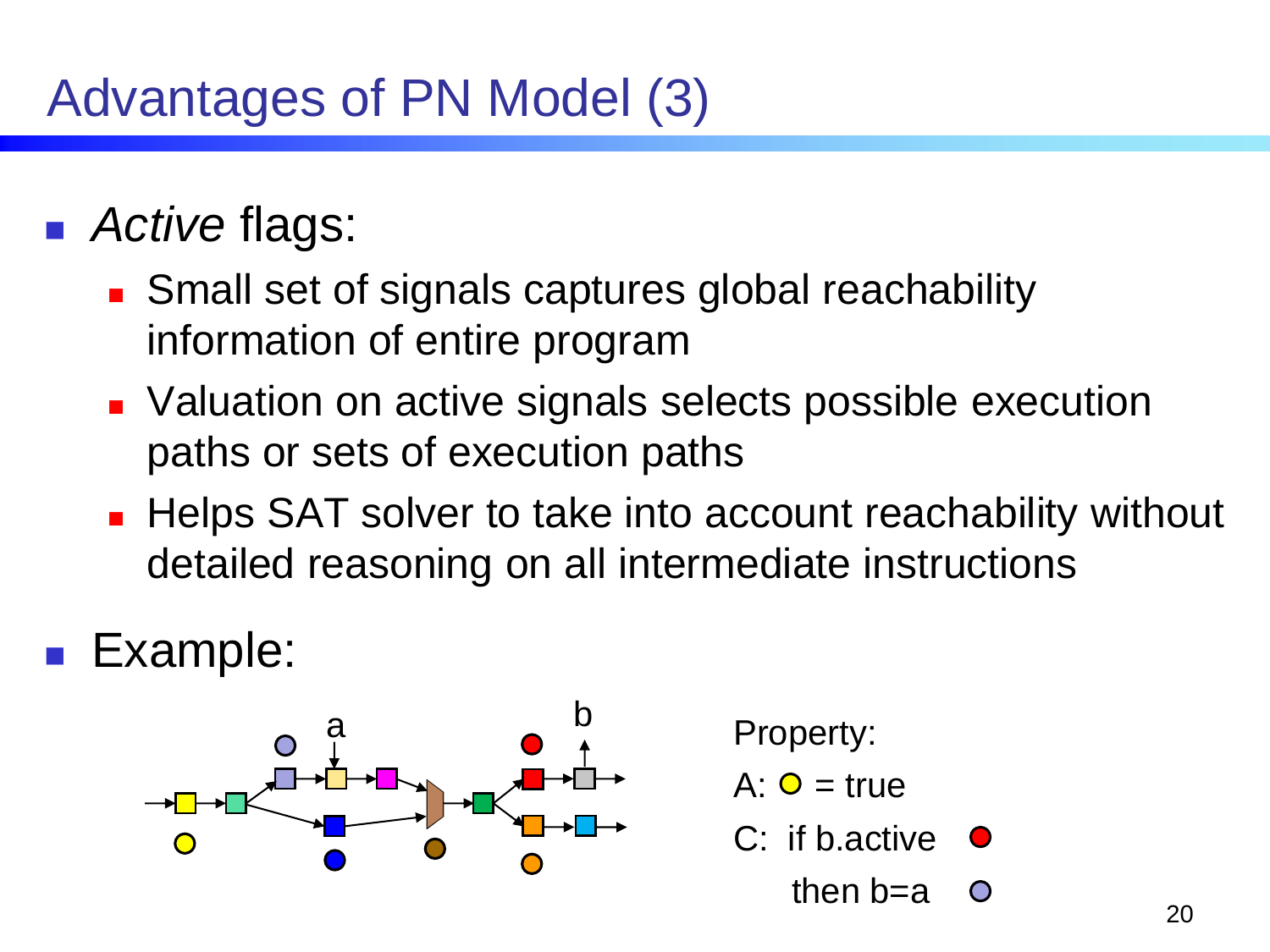# Advantages of PN Model (3)

- *Active* flags:
  - Small set of signals captures global reachability information of entire program
  - Valuation on active signals selects possible execution paths or sets of execution paths
  - Helps SAT solver to take into account reachability without detailed reasoning on all intermediate instructions
- Example:

Property:

A: ○ = true

C: if b.active ○

then b=a ○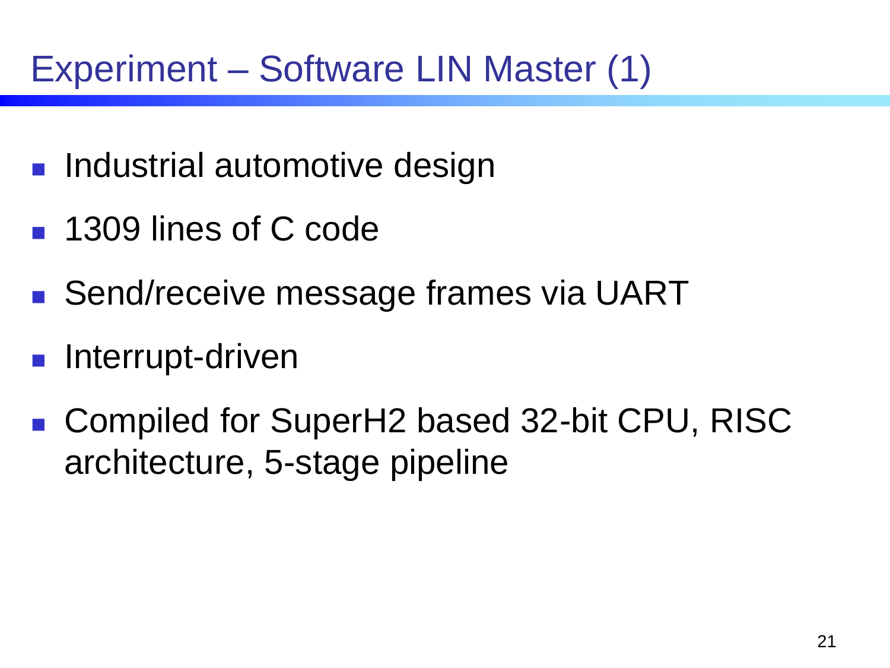# Experiment – Software LIN Master (1)

- Industrial automotive design
- 1309 lines of C code
- Send/receive message frames via UART
- Interrupt-driven
- Compiled for SuperH2 based 32-bit CPU, RISC architecture, 5-stage pipeline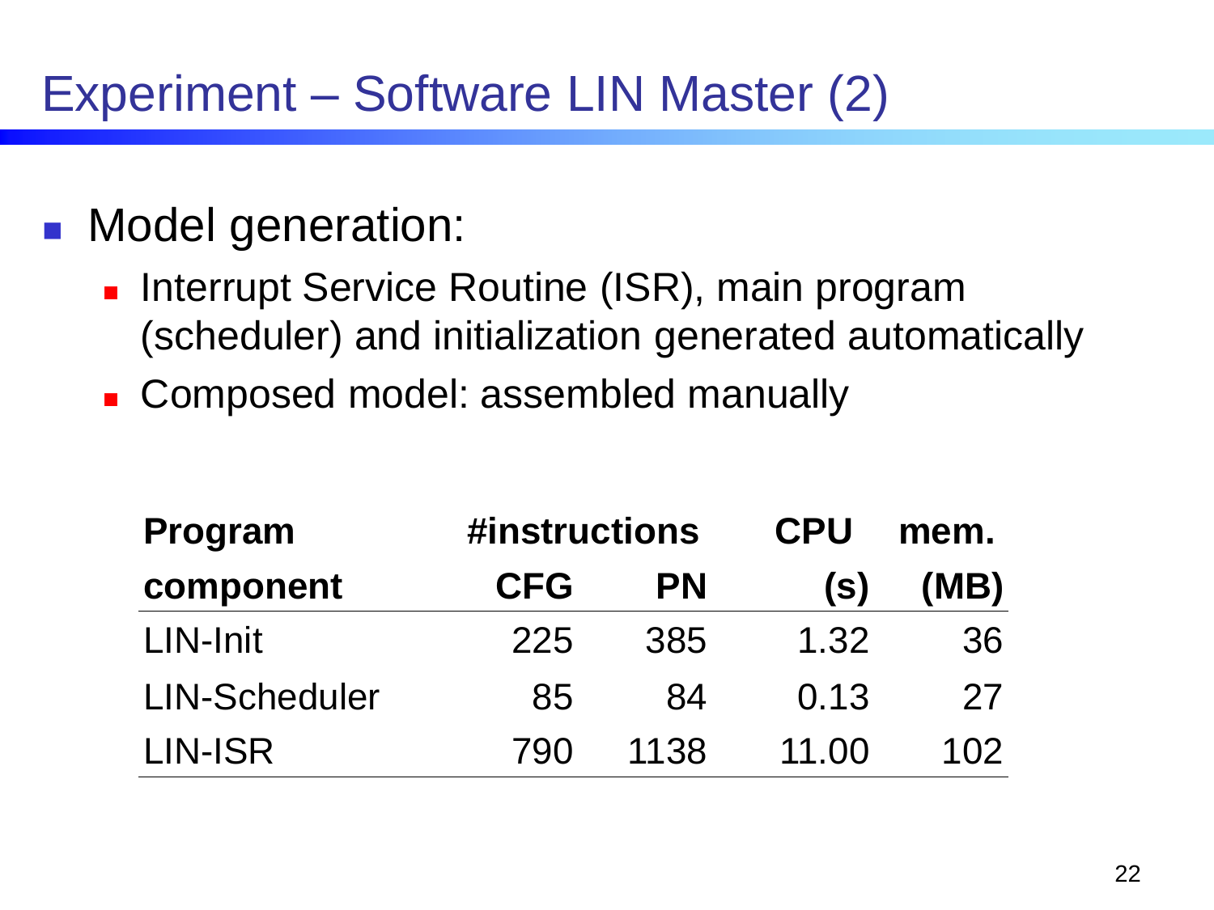# Experiment – Software LIN Master (2)

- Model generation:
  - Interrupt Service Routine (ISR), main program (scheduler) and initialization generated automatically
  - Composed model: assembled manually

| Program component | #instructions CFG | PN | CPU (s) | mem. (MB) |
|---|---|---|---|---|
| LIN-Init | 225 | 385 | 1.32 | 36 |
| LIN-Scheduler | 85 | 84 | 0.13 | 27 |
| LIN-ISR | 790 | 1138 | 11.00 | 102 |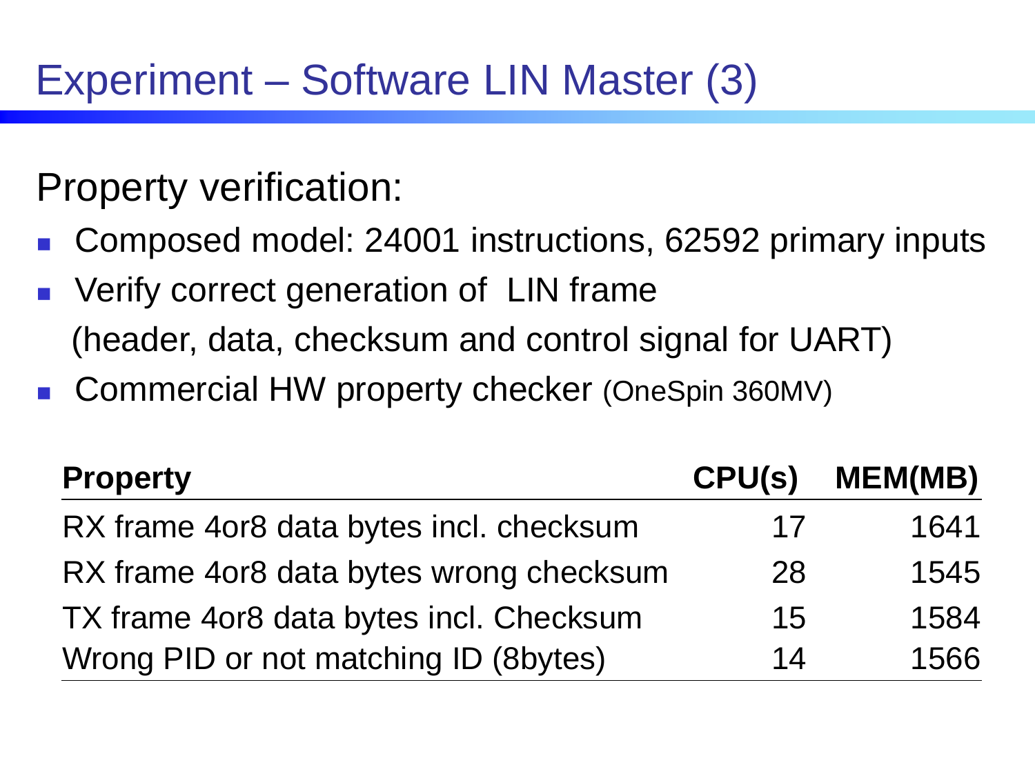# Experiment – Software LIN Master (3)

Property verification:

- Composed model: 24001 instructions, 62592 primary inputs
- Verify correct generation of LIN frame (header, data, checksum and control signal for UART)
- Commercial HW property checker (OneSpin 360MV)

| Property | CPU(s) | MEM(MB) |
|---|---|---|
| RX frame 4or8 data bytes incl. checksum | 17 | 1641 |
| RX frame 4or8 data bytes wrong checksum | 28 | 1545 |
| TX frame 4or8 data bytes incl. Checksum | 15 | 1584 |
| Wrong PID or not matching ID (8bytes) | 14 | 1566 |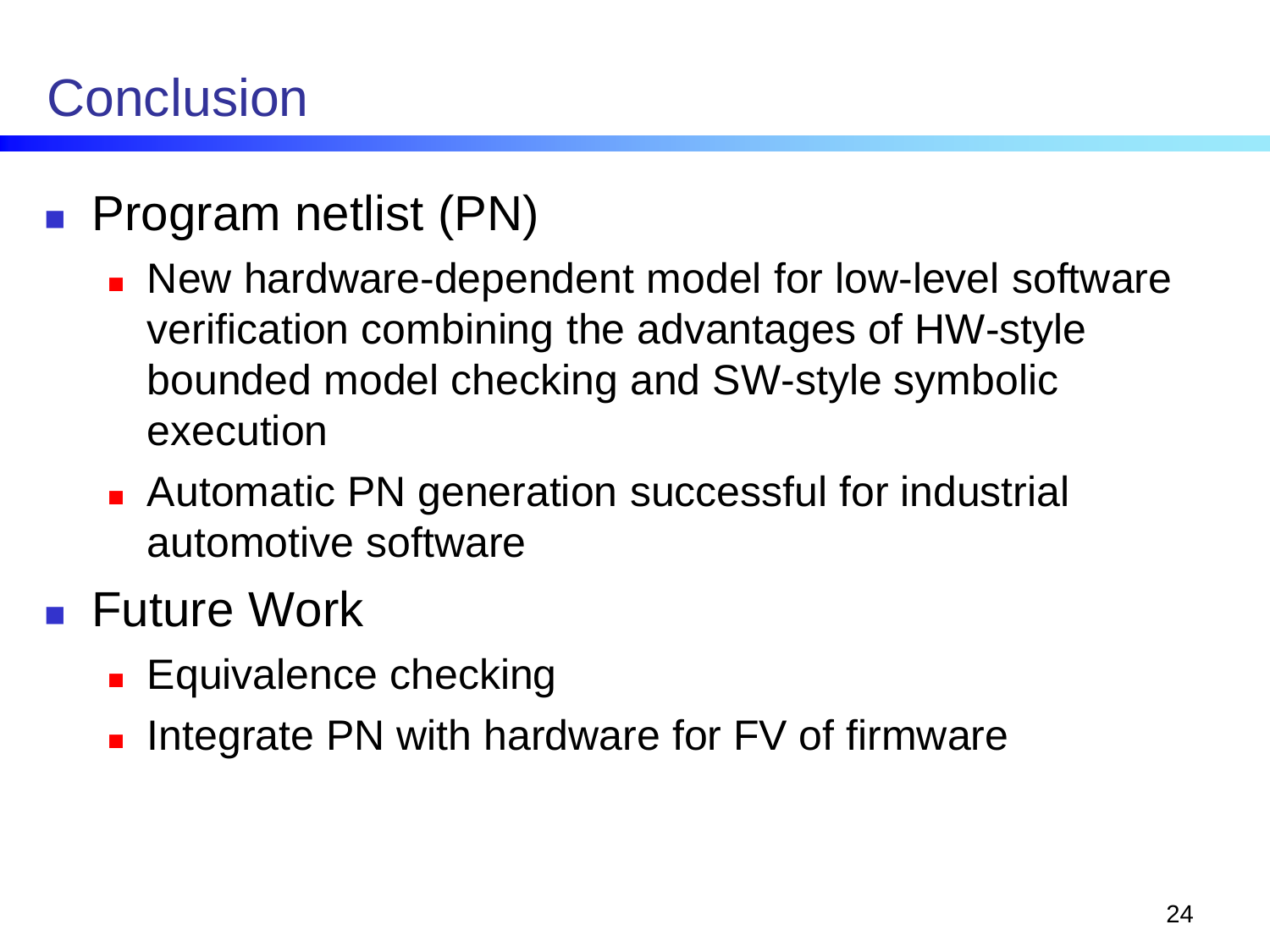# Conclusion

- Program netlist (PN)
  - New hardware-dependent model for low-level software verification combining the advantages of HW-style bounded model checking and SW-style symbolic execution
  - Automatic PN generation successful for industrial automotive software
- Future Work
  - Equivalence checking
  - Integrate PN with hardware for FV of firmware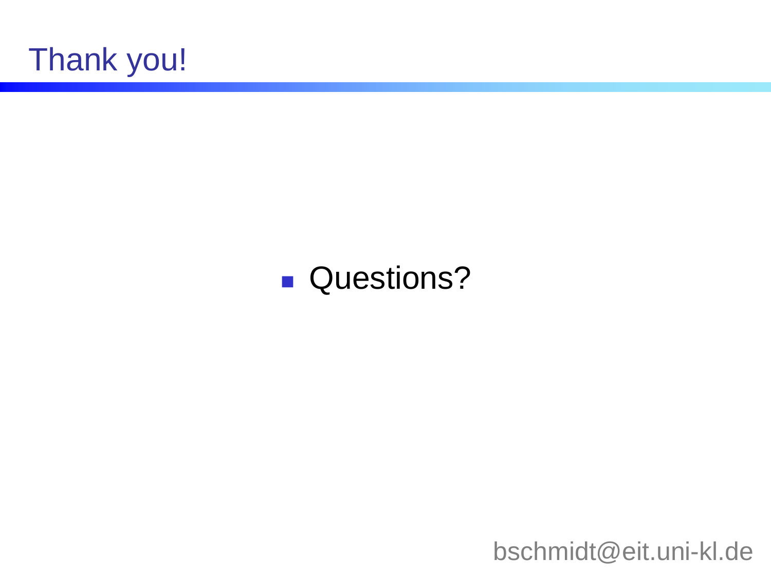# Thank you!

- Questions?

bschmidt@eit.uni-kl.de